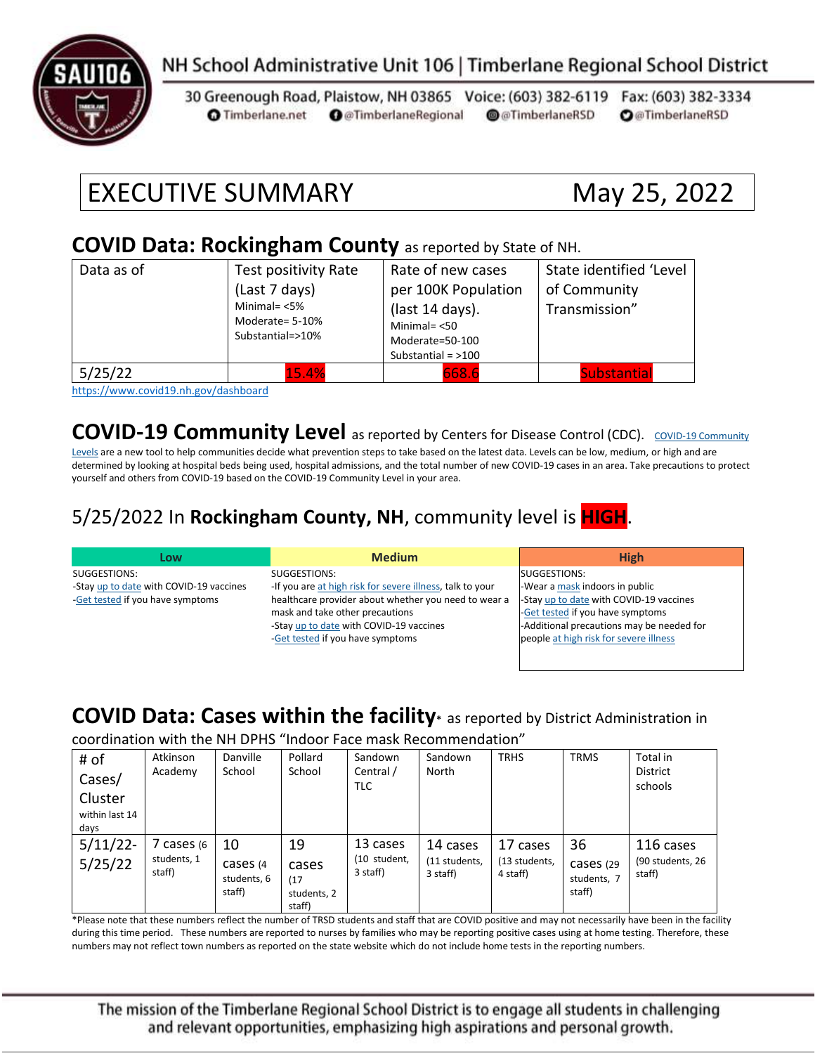NH School Administrative Unit 106 | Timberlane Regional School District

30 Greenough Road, Plaistow, NH 03865 Voice: (603) 382-6119 Fax: (603) 382-3334
Timberlane.net @TimberlaneRegional @TimberlaneRSD @TimberlaneRSD

# EXECUTIVE SUMMARY May 25, 2022

## COVID Data: Rockingham County as reported by State of NH.

| Data as of | Test positivity Rate (Last 7 days) Minimal= <5% Moderate= 5-10% Substantial=>10% | Rate of new cases per 100K Population (last 14 days). Minimal= <50 Moderate=50-100 Substantial = >100 | State identified 'Level of Community Transmission" |
|---|---|---|---|
| 5/25/22 | 15.4% | 668.6 | Substantial |

https://www.covid19.nh.gov/dashboard

## COVID-19 Community Level as reported by Centers for Disease Control (CDC).

COVID-19 Community Levels are a new tool to help communities decide what prevention steps to take based on the latest data. Levels can be low, medium, or high and are determined by looking at hospital beds being used, hospital admissions, and the total number of new COVID-19 cases in an area. Take precautions to protect yourself and others from COVID-19 based on the COVID-19 Community Level in your area.

### 5/25/2022 In **Rockingham County, NH**, community level is **HIGH**.

| Low | Medium | High |
|---|---|---|
| SUGGESTIONS:<br>-Stay up to date with COVID-19 vaccines<br>-Get tested if you have symptoms | SUGGESTIONS:<br>-If you are at high risk for severe illness, talk to your healthcare provider about whether you need to wear a mask and take other precautions<br>-Stay up to date with COVID-19 vaccines<br>-Get tested if you have symptoms | SUGGESTIONS:<br>-Wear a mask indoors in public<br>-Stay up to date with COVID-19 vaccines<br>-Get tested if you have symptoms<br>-Additional precautions may be needed for people at high risk for severe illness |

## COVID Data: Cases within the facility* as reported by District Administration in coordination with the NH DPHS "Indoor Face mask Recommendation"

| # of Cases/ Cluster within last 14 days | Atkinson Academy | Danville School | Pollard School | Sandown Central / TLC | Sandown North | TRHS | TRMS | Total in District schools |
|---|---|---|---|---|---|---|---|---|
| 5/11/22-5/25/22 | 7 cases (6 students, 1 staff) | 10 cases (4 students, 6 staff) | 19 cases (17 students, 2 staff) | 13 cases (10 student, 3 staff) | 14 cases (11 students, 3 staff) | 17 cases (13 students, 4 staff) | 36 cases (29 students, 7 staff) | 116 cases (90 students, 26 staff) |

*Please note that these numbers reflect the number of TRSD students and staff that are COVID positive and may not necessarily have been in the facility during this time period. These numbers are reported to nurses by families who may be reporting positive cases using at home testing. Therefore, these numbers may not reflect town numbers as reported on the state website which do not include home tests in the reporting numbers.

The mission of the Timberlane Regional School District is to engage all students in challenging and relevant opportunities, emphasizing high aspirations and personal growth.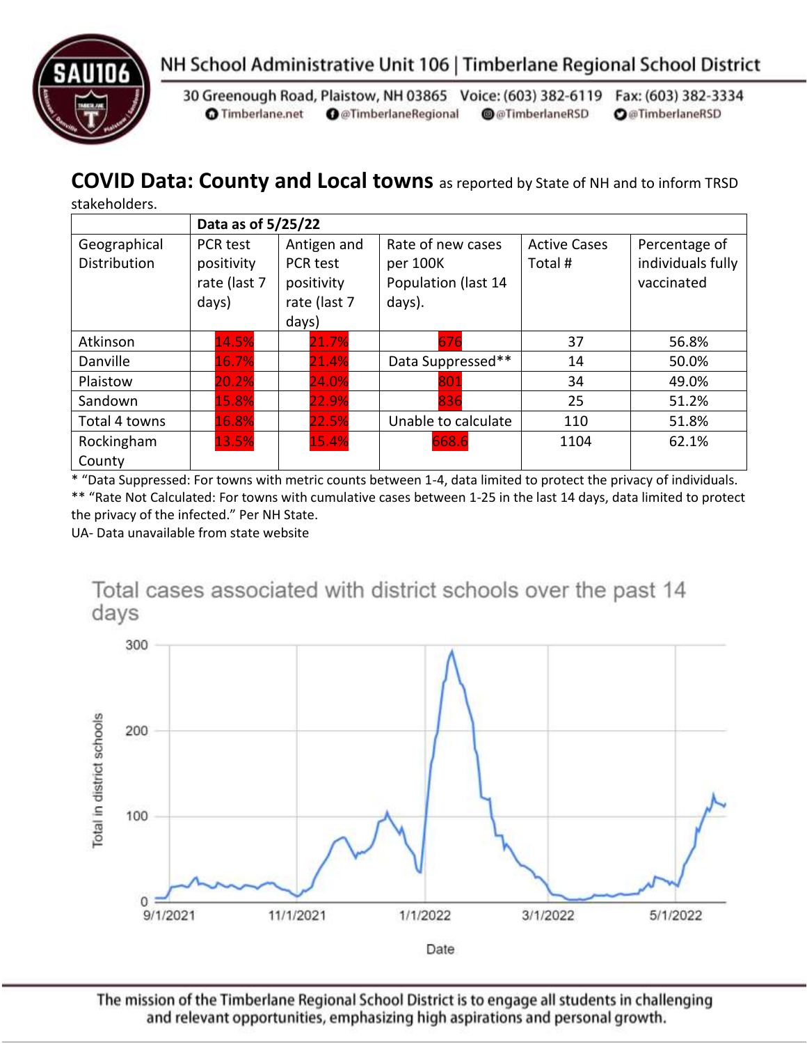## COVID Data: County and Local towns as reported by State of NH and to inform TRSD stakeholders.

| | Data as of 5/25/22 | | | | |
|---|---|---|---|---|---|
| Geographical Distribution | PCR test positivity rate (last 7 days) | Antigen and PCR test positivity rate (last 7 days) | Rate of new cases per 100K Population (last 14 days). | Active Cases Total # | Percentage of individuals fully vaccinated |
| Atkinson | 14.5% | 21.7% | 676 | 37 | 56.8% |
| Danville | 16.7% | 21.4% | Data Suppressed** | 14 | 50.0% |
| Plaistow | 20.2% | 24.0% | 801 | 34 | 49.0% |
| Sandown | 15.8% | 22.9% | 836 | 25 | 51.2% |
| Total 4 towns | 16.8% | 22.5% | Unable to calculate | 110 | 51.8% |
| Rockingham County | 13.5% | 15.4% | 668.6 | 1104 | 62.1% |

* "Data Suppressed: For towns with metric counts between 1-4, data limited to protect the privacy of individuals.
** "Rate Not Calculated: For towns with cumulative cases between 1-25 in the last 14 days, data limited to protect the privacy of the infected." Per NH State.
UA- Data unavailable from state website

Total cases associated with district schools over the past 14 days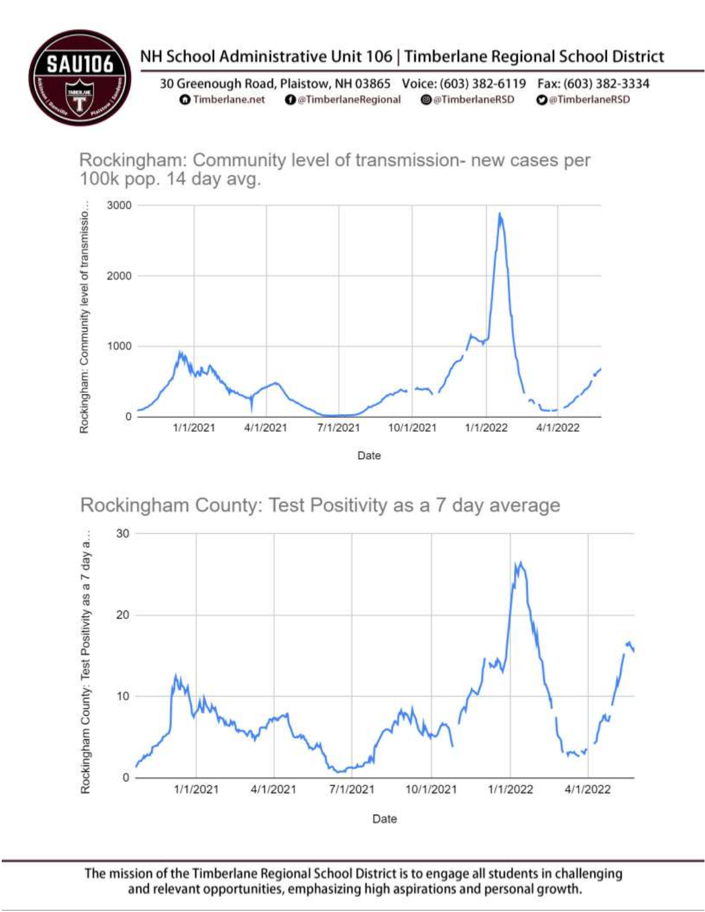## Rockingham: Community level of transmission- new cases per 100k pop. 14 day avg.

Rockingham: Community level of transmissio...

3000

2000

1000

0

1/1/2021 4/1/2021 7/1/2021 10/1/2021 1/1/2022 4/1/2022

Date

## Rockingham County: Test Positivity as a 7 day average

Rockingham County: Test Positivity as a 7 day a...

30

20

10

0

1/1/2021 4/1/2021 7/1/2021 10/1/2021 1/1/2022 4/1/2022

Date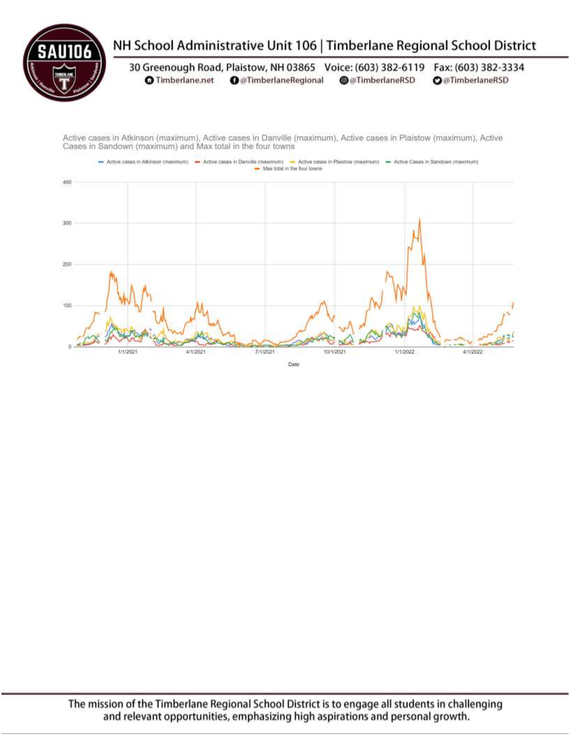# NH School Administrative Unit 106 | Timberlane Regional School District

30 Greenough Road, Plaistow, NH 03865 Voice: (603) 382-6119 Fax: (603) 382-3334

Timberlane.net @TimberlaneRegional @TimberlaneRSD @TimberlaneRSD

Active cases in Atkinson (maximum), Active cases in Danville (maximum), Active cases in Plaistow (maximum), Active Cases in Sandown (maximum) and Max total in the four towns

Active cases in Atkinson (maximum)
Active cases in Danville (maximum)
Active cases in Plaistow (maximum)
Active Cases in Sandown (maximum)
Max total in the four towns

400
300
200
100
0

1/1/2021
4/1/2021
7/1/2021
10/1/2021
1/1/2022
4/1/2022

Date

The mission of the Timberlane Regional School District is to engage all students in challenging and relevant opportunities, emphasizing high aspirations and personal growth.